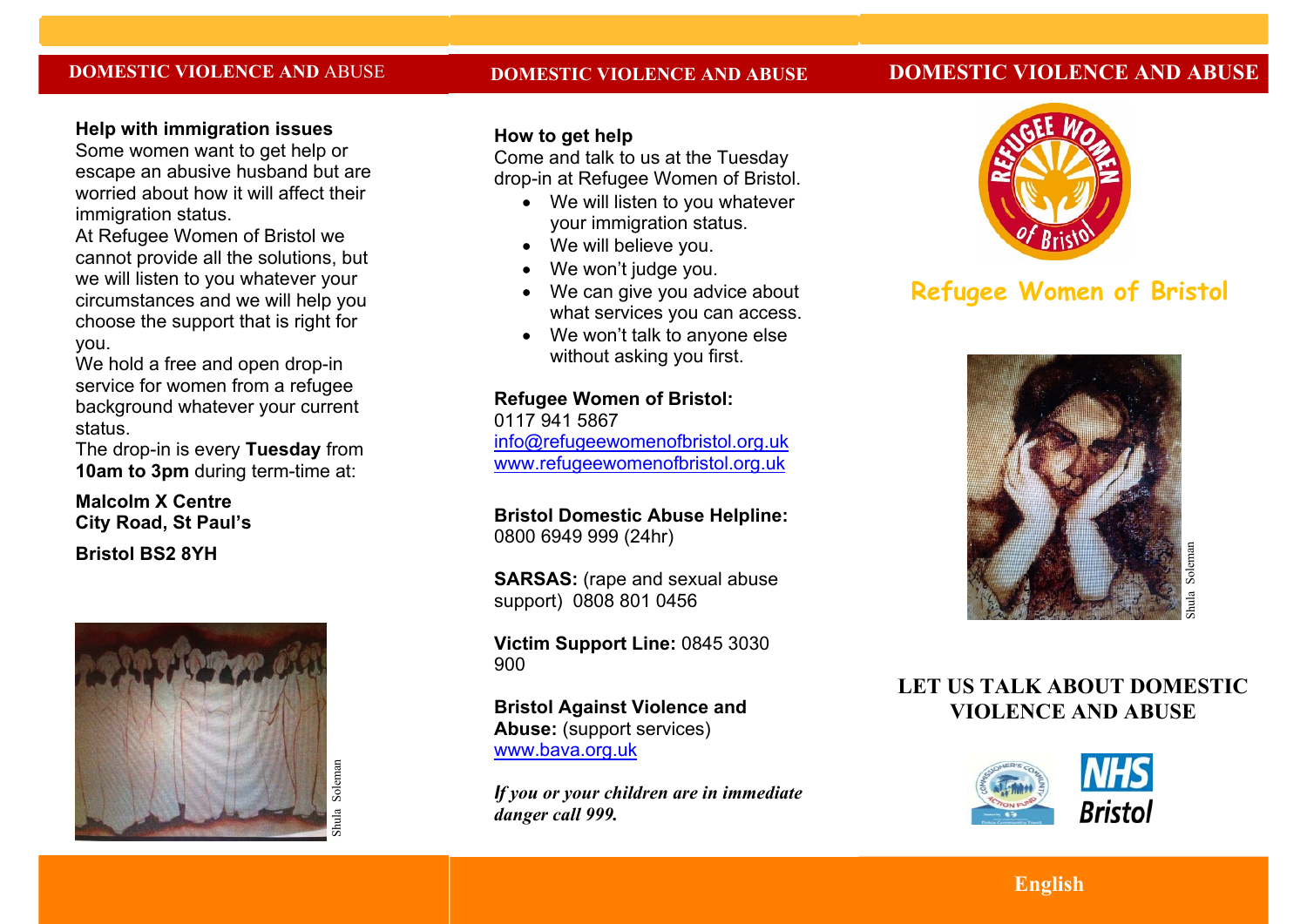## DOMESTIC VIOLENCE AND ABUSE

### Help with immigration issues

Some women want to get help or escape an abusive husband but are worried about how it will affect their immigration status.

At Refugee Women of Bristol we cannot provide all the solutions, but we will listen to you whatever your circumstances and we will help you choose the support that is right for you.

We hold a free and open drop-in service for women from a refugee background whatever your current status.

The drop-in is every **Tuesday** from **10am to 3pm** during term-time at:

**Malcolm X Centre**
**City Road, St Paul's**

**Bristol BS2 8YH**

Shula Soleman

## DOMESTIC VIOLENCE AND ABUSE

### How to get help

Come and talk to us at the Tuesday drop-in at Refugee Women of Bristol.

- We will listen to you whatever your immigration status.
- We will believe you.
- We won't judge you.
- We can give you advice about what services you can access.
- We won't talk to anyone else without asking you first.

**Refugee Women of Bristol:**
0117 941 5867
info@refugeewomenofbristol.org.uk
www.refugeewomenofbristol.org.uk

**Bristol Domestic Abuse Helpline:**
0800 6949 999 (24hr)

**SARSAS:** (rape and sexual abuse support) 0808 801 0456

**Victim Support Line:** 0845 3030 900

**Bristol Against Violence and Abuse:** (support services)
www.bava.org.uk

***If you or your children are in immediate danger call 999.***

## DOMESTIC VIOLENCE AND ABUSE

# Refugee Women of Bristol

Shula Soleman

## LET US TALK ABOUT DOMESTIC VIOLENCE AND ABUSE

NHS Bristol

**English**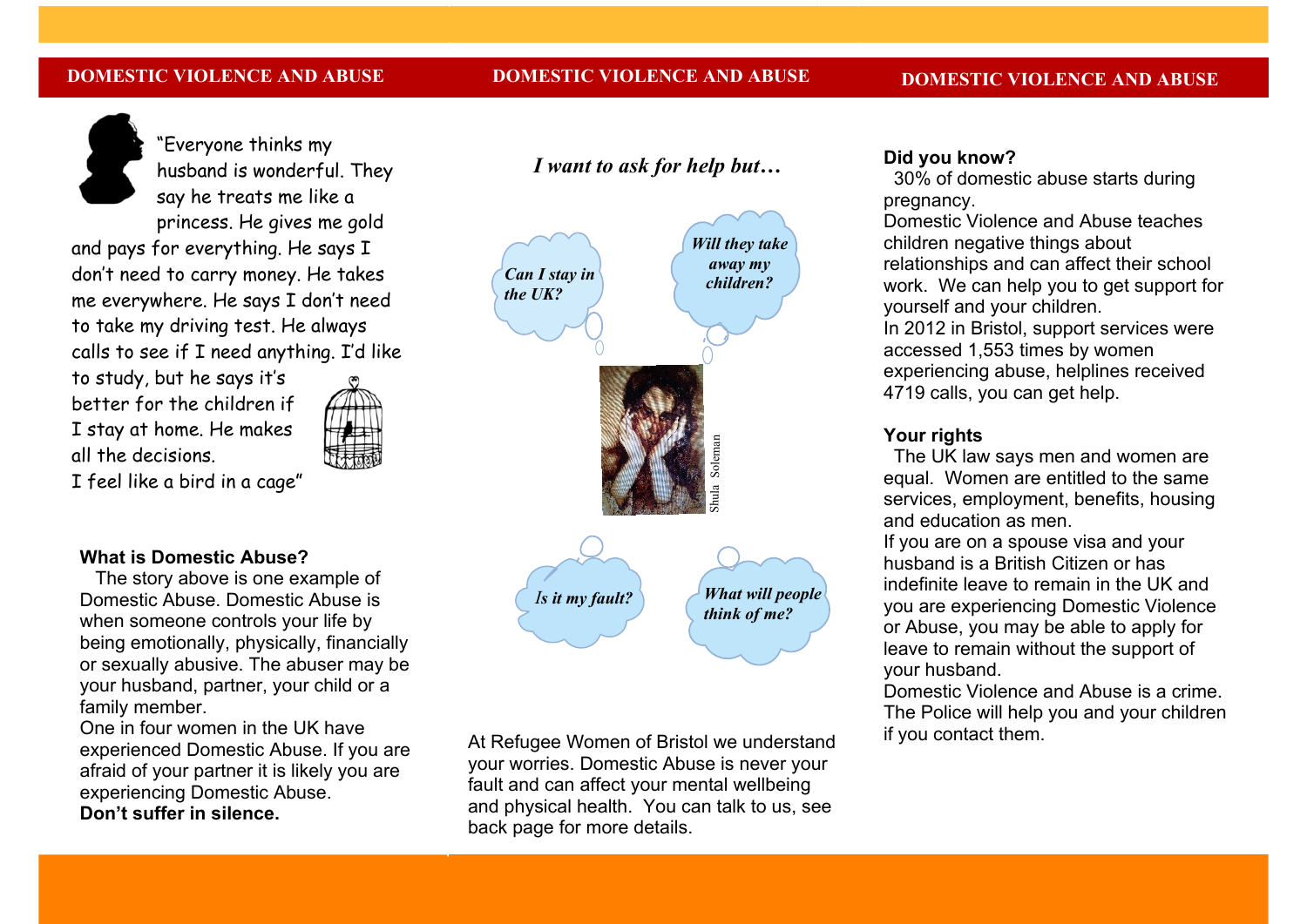## DOMESTIC VIOLENCE AND ABUSE

"Everyone thinks my husband is wonderful. They say he treats me like a princess. He gives me gold and pays for everything. He says I don't need to carry money. He takes me everywhere. He says I don't need to take my driving test. He always calls to see if I need anything. I'd like to study, but he says it's better for the children if I stay at home. He makes all the decisions.
I feel like a bird in a cage"

**What is Domestic Abuse?**

The story above is one example of Domestic Abuse. Domestic Abuse is when someone controls your life by being emotionally, physically, financially or sexually abusive. The abuser may be your husband, partner, your child or a family member.
One in four women in the UK have experienced Domestic Abuse. If you are afraid of your partner it is likely you are experiencing Domestic Abuse.
**Don't suffer in silence.**

## DOMESTIC VIOLENCE AND ABUSE

***I want to ask for help but…***

***Can I stay in the UK?***

***Will they take away my children?***

Shula Soleman

***Is it my fault?***

***What will people think of me?***

At Refugee Women of Bristol we understand your worries. Domestic Abuse is never your fault and can affect your mental wellbeing and physical health. You can talk to us, see back page for more details.

## DOMESTIC VIOLENCE AND ABUSE

**Did you know?**

30% of domestic abuse starts during pregnancy.
Domestic Violence and Abuse teaches children negative things about relationships and can affect their school work. We can help you to get support for yourself and your children.
In 2012 in Bristol, support services were accessed 1,553 times by women experiencing abuse, helplines received 4719 calls, you can get help.

**Your rights**

The UK law says men and women are equal. Women are entitled to the same services, employment, benefits, housing and education as men.
If you are on a spouse visa and your husband is a British Citizen or has indefinite leave to remain in the UK and you are experiencing Domestic Violence or Abuse, you may be able to apply for leave to remain without the support of your husband.
Domestic Violence and Abuse is a crime. The Police will help you and your children if you contact them.